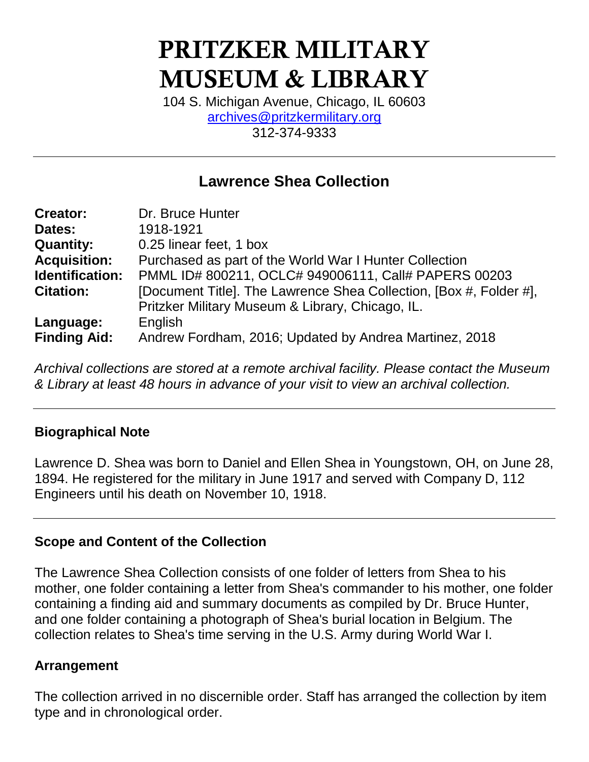# PRITZKER MILITARY MUSEUM & LIBRARY

104 S. Michigan Avenue, Chicago, IL 60603
archives@pritzkermilitary.org
312-374-9333

---

## Lawrence Shea Collection

**Creator:** Dr. Bruce Hunter
**Dates:** 1918-1921
**Quantity:** 0.25 linear feet, 1 box
**Acquisition:** Purchased as part of the World War I Hunter Collection
**Identification:** PMML ID# 800211, OCLC# 949006111, Call# PAPERS 00203
**Citation:** [Document Title]. The Lawrence Shea Collection, [Box #, Folder #], Pritzker Military Museum & Library, Chicago, IL.
**Language:** English
**Finding Aid:** Andrew Fordham, 2016; Updated by Andrea Martinez, 2018

*Archival collections are stored at a remote archival facility. Please contact the Museum & Library at least 48 hours in advance of your visit to view an archival collection.*

---

### Biographical Note

Lawrence D. Shea was born to Daniel and Ellen Shea in Youngstown, OH, on June 28, 1894. He registered for the military in June 1917 and served with Company D, 112 Engineers until his death on November 10, 1918.

---

### Scope and Content of the Collection

The Lawrence Shea Collection consists of one folder of letters from Shea to his mother, one folder containing a letter from Shea's commander to his mother, one folder containing a finding aid and summary documents as compiled by Dr. Bruce Hunter, and one folder containing a photograph of Shea's burial location in Belgium. The collection relates to Shea's time serving in the U.S. Army during World War I.

### Arrangement

The collection arrived in no discernible order. Staff has arranged the collection by item type and in chronological order.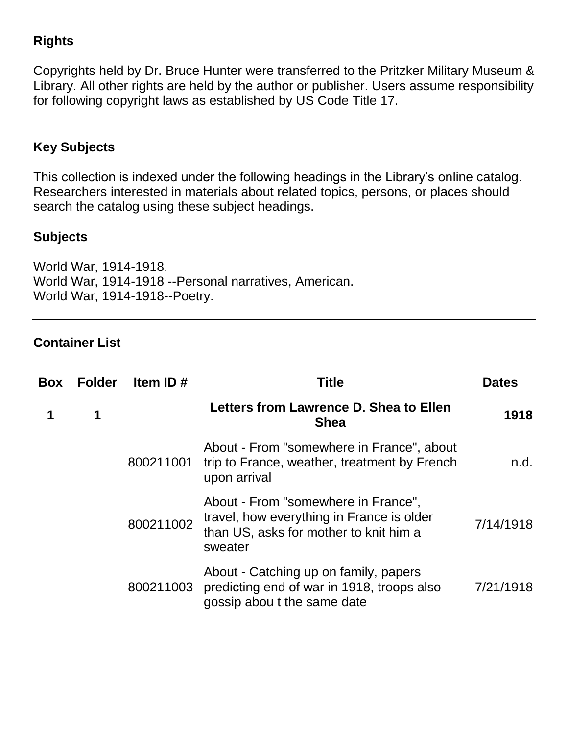## Rights

Copyrights held by Dr. Bruce Hunter were transferred to the Pritzker Military Museum & Library. All other rights are held by the author or publisher. Users assume responsibility for following copyright laws as established by US Code Title 17.

---

## Key Subjects

This collection is indexed under the following headings in the Library's online catalog. Researchers interested in materials about related topics, persons, or places should search the catalog using these subject headings.

### Subjects

World War, 1914-1918.
World War, 1914-1918 --Personal narratives, American.
World War, 1914-1918--Poetry.

---

## Container List

| Box | Folder | Item ID # | Title | Dates |
|---|---|---|---|---|
| **1** | **1** | | **Letters from Lawrence D. Shea to Ellen Shea** | **1918** |
| | | 800211001 | About - From "somewhere in France", about trip to France, weather, treatment by French upon arrival | n.d. |
| | | 800211002 | About - From "somewhere in France", travel, how everything in France is older than US, asks for mother to knit him a sweater | 7/14/1918 |
| | | 800211003 | About - Catching up on family, papers predicting end of war in 1918, troops also gossip abou t the same date | 7/21/1918 |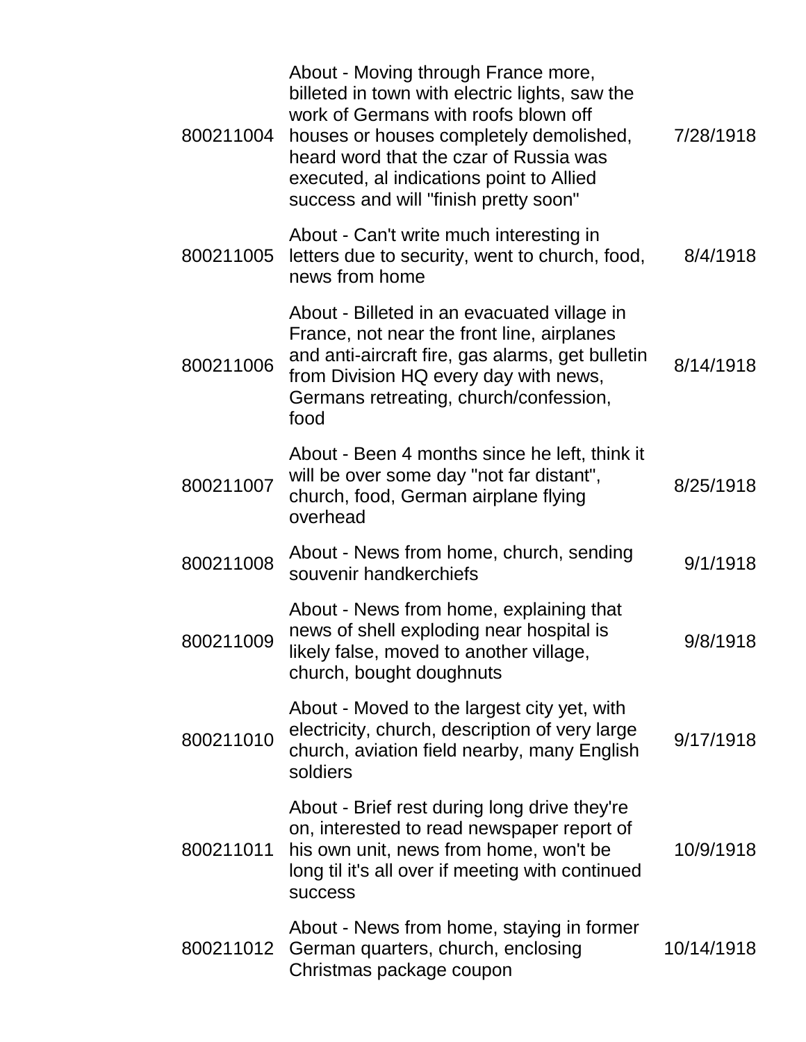| | | |
|---|---|---|
| 800211004 | About - Moving through France more, billeted in town with electric lights, saw the work of Germans with roofs blown off houses or houses completely demolished, heard word that the czar of Russia was executed, al indications point to Allied success and will "finish pretty soon" | 7/28/1918 |
| 800211005 | About - Can't write much interesting in letters due to security, went to church, food, news from home | 8/4/1918 |
| 800211006 | About - Billeted in an evacuated village in France, not near the front line, airplanes and anti-aircraft fire, gas alarms, get bulletin from Division HQ every day with news, Germans retreating, church/confession, food | 8/14/1918 |
| 800211007 | About - Been 4 months since he left, think it will be over some day "not far distant", church, food, German airplane flying overhead | 8/25/1918 |
| 800211008 | About - News from home, church, sending souvenir handkerchiefs | 9/1/1918 |
| 800211009 | About - News from home, explaining that news of shell exploding near hospital is likely false, moved to another village, church, bought doughnuts | 9/8/1918 |
| 800211010 | About - Moved to the largest city yet, with electricity, church, description of very large church, aviation field nearby, many English soldiers | 9/17/1918 |
| 800211011 | About - Brief rest during long drive they're on, interested to read newspaper report of his own unit, news from home, won't be long til it's all over if meeting with continued success | 10/9/1918 |
| 800211012 | About - News from home, staying in former German quarters, church, enclosing Christmas package coupon | 10/14/1918 |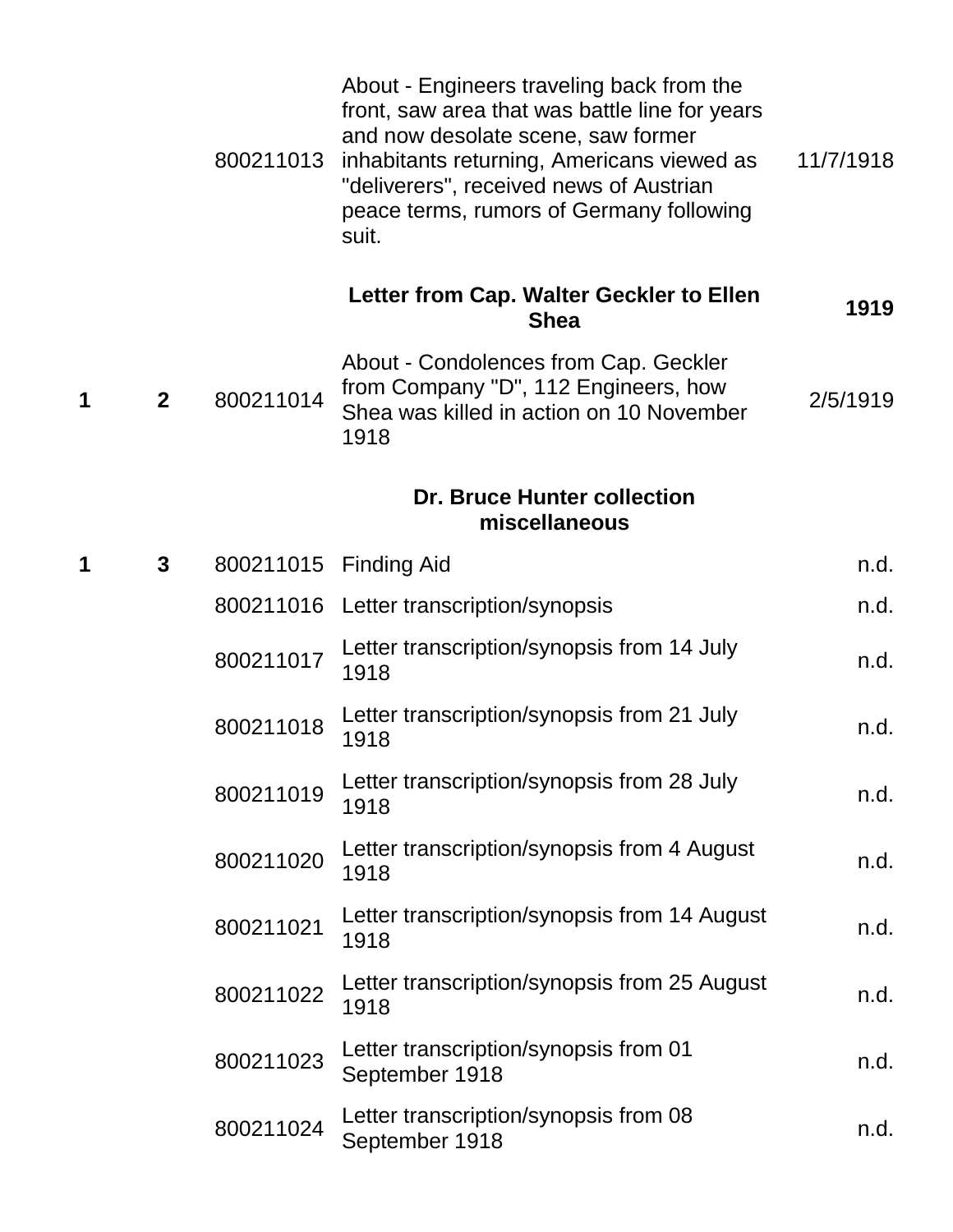| Box | Folder | ID | Description | Date |
|---|---|---|---|---|
| | | 800211013 | About - Engineers traveling back from the front, saw area that was battle line for years and now desolate scene, saw former inhabitants returning, Americans viewed as "deliverers", received news of Austrian peace terms, rumors of Germany following suit. | 11/7/1918 |
| | | | **Letter from Cap. Walter Geckler to Ellen Shea** | **1919** |
| **1** | **2** | 800211014 | About - Condolences from Cap. Geckler from Company "D", 112 Engineers, how Shea was killed in action on 10 November 1918 | 2/5/1919 |
| | | | **Dr. Bruce Hunter collection miscellaneous** | |
| **1** | **3** | 800211015 | Finding Aid | n.d. |
| | | 800211016 | Letter transcription/synopsis | n.d. |
| | | 800211017 | Letter transcription/synopsis from 14 July 1918 | n.d. |
| | | 800211018 | Letter transcription/synopsis from 21 July 1918 | n.d. |
| | | 800211019 | Letter transcription/synopsis from 28 July 1918 | n.d. |
| | | 800211020 | Letter transcription/synopsis from 4 August 1918 | n.d. |
| | | 800211021 | Letter transcription/synopsis from 14 August 1918 | n.d. |
| | | 800211022 | Letter transcription/synopsis from 25 August 1918 | n.d. |
| | | 800211023 | Letter transcription/synopsis from 01 September 1918 | n.d. |
| | | 800211024 | Letter transcription/synopsis from 08 September 1918 | n.d. |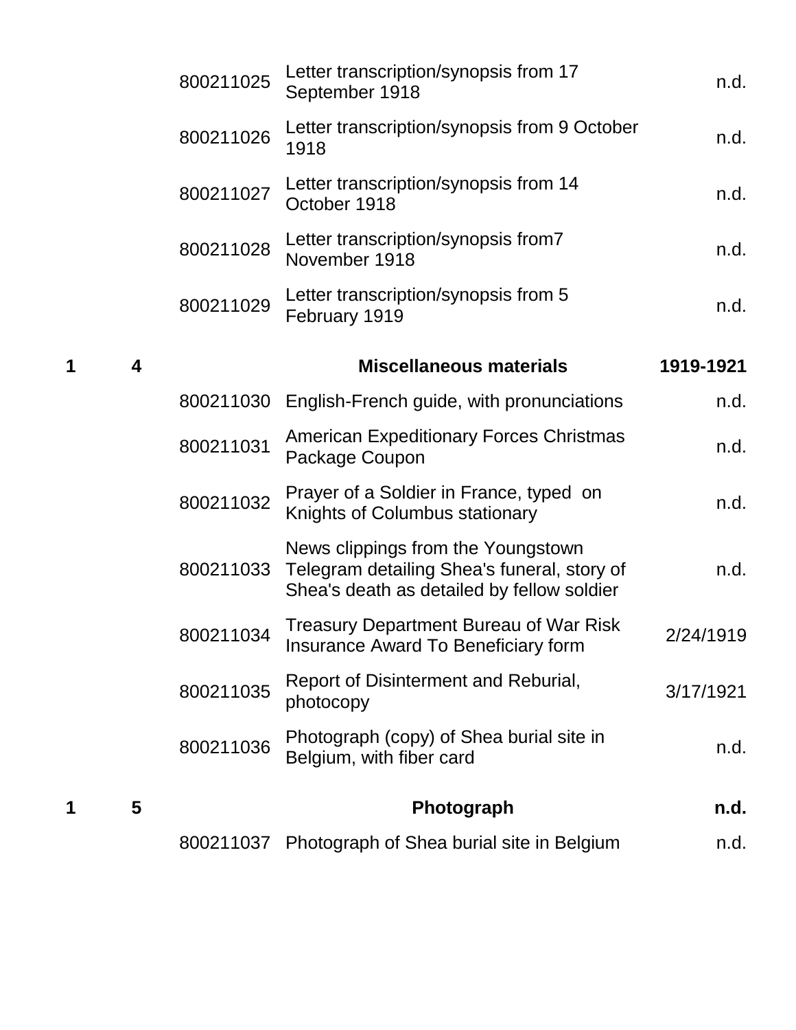| | | | | |
|---|---|---|---|---|
| | | 800211025 | Letter transcription/synopsis from 17 September 1918 | n.d. |
| | | 800211026 | Letter transcription/synopsis from 9 October 1918 | n.d. |
| | | 800211027 | Letter transcription/synopsis from 14 October 1918 | n.d. |
| | | 800211028 | Letter transcription/synopsis from7 November 1918 | n.d. |
| | | 800211029 | Letter transcription/synopsis from 5 February 1919 | n.d. |
| **1** | **4** | | **Miscellaneous materials** | **1919-1921** |
| | | 800211030 | English-French guide, with pronunciations | n.d. |
| | | 800211031 | American Expeditionary Forces Christmas Package Coupon | n.d. |
| | | 800211032 | Prayer of a Soldier in France, typed on Knights of Columbus stationary | n.d. |
| | | 800211033 | News clippings from the Youngstown Telegram detailing Shea's funeral, story of Shea's death as detailed by fellow soldier | n.d. |
| | | 800211034 | Treasury Department Bureau of War Risk Insurance Award To Beneficiary form | 2/24/1919 |
| | | 800211035 | Report of Disinterment and Reburial, photocopy | 3/17/1921 |
| | | 800211036 | Photograph (copy) of Shea burial site in Belgium, with fiber card | n.d. |
| **1** | **5** | | **Photograph** | **n.d.** |
| | | 800211037 | Photograph of Shea burial site in Belgium | n.d. |